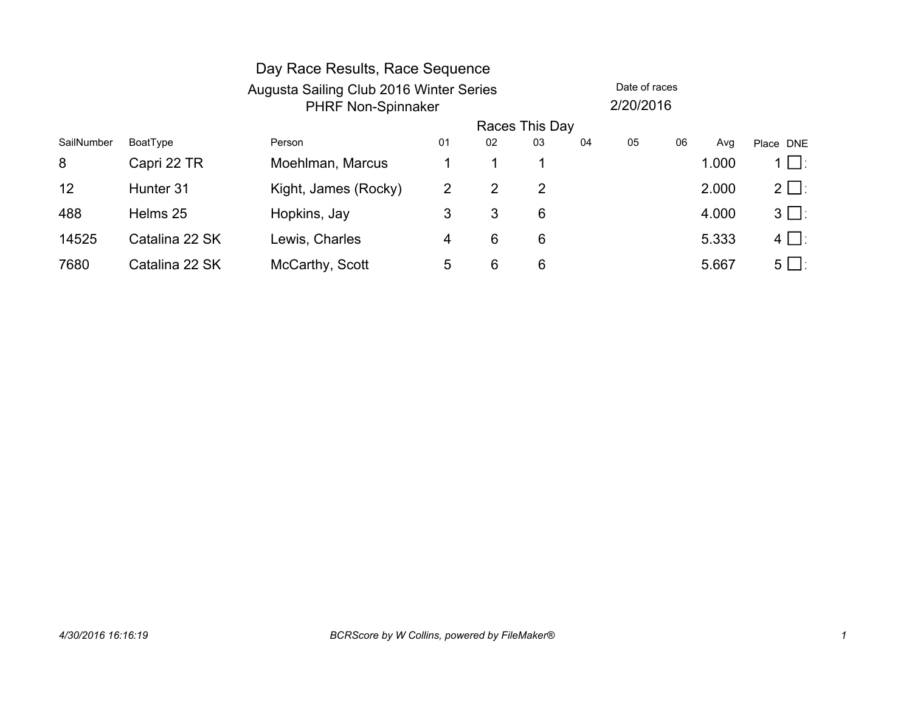# Day Race Results, Race Sequence

## Augusta Sailing Club 2016 Winter Series

### PHRF Non-Spinnaker

Date of races
2/20/2016

| SailNumber | BoatType | Person | Races This Day 01 | 02 | 03 | 04 | 05 | 06 | Avg | Place | DNE |
|---|---|---|---|---|---|---|---|---|---|---|---|
| 8 | Capri 22 TR | Moehlman, Marcus | 1 | 1 | 1 | | | | 1.000 | 1 | ☐ |
| 12 | Hunter 31 | Kight, James (Rocky) | 2 | 2 | 2 | | | | 2.000 | 2 | ☐ |
| 488 | Helms 25 | Hopkins, Jay | 3 | 3 | 6 | | | | 4.000 | 3 | ☐ |
| 14525 | Catalina 22 SK | Lewis, Charles | 4 | 6 | 6 | | | | 5.333 | 4 | ☐ |
| 7680 | Catalina 22 SK | McCarthy, Scott | 5 | 6 | 6 | | | | 5.667 | 5 | ☐ |

*4/30/2016 16:16:19* — *BCRScore by W Collins, powered by FileMaker®*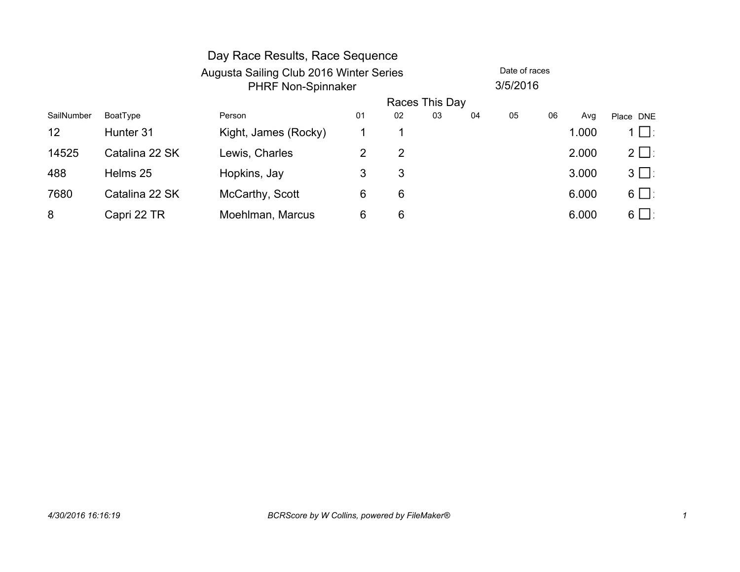# Day Race Results, Race Sequence

## Augusta Sailing Club 2016 Winter Series

### PHRF Non-Spinnaker

Date of races
3/5/2016

| SailNumber | BoatType | Person | 01 | 02 | 03 | 04 | 05 | 06 | Avg | Place | DNE |
|---|---|---|---|---|---|---|---|---|---|---|---|
| | | | Races This Day | | | | | | | | |
| 12 | Hunter 31 | Kight, James (Rocky) | 1 | 1 | | | | | 1.000 | 1 | ☐ |
| 14525 | Catalina 22 SK | Lewis, Charles | 2 | 2 | | | | | 2.000 | 2 | ☐ |
| 488 | Helms 25 | Hopkins, Jay | 3 | 3 | | | | | 3.000 | 3 | ☐ |
| 7680 | Catalina 22 SK | McCarthy, Scott | 6 | 6 | | | | | 6.000 | 6 | ☐ |
| 8 | Capri 22 TR | Moehlman, Marcus | 6 | 6 | | | | | 6.000 | 6 | ☐ |

*4/30/2016 16:16:19* *BCRScore by W Collins, powered by FileMaker®*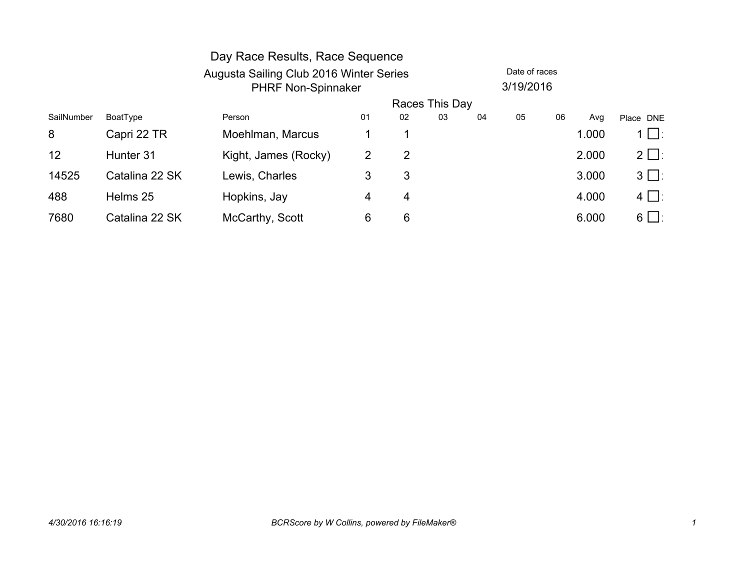# Day Race Results, Race Sequence

## Augusta Sailing Club 2016 Winter Series

### PHRF Non-Spinnaker

Date of races: 3/19/2016

| SailNumber | BoatType | Person | 01 | 02 | 03 | 04 | 05 | 06 | Avg | Place | DNE |
|---|---|---|---|---|---|---|---|---|---|---|---|
| | | | Races This Day | | | | | | | | |
| 8 | Capri 22 TR | Moehlman, Marcus | 1 | 1 | | | | | 1.000 | 1 | ☐ |
| 12 | Hunter 31 | Kight, James (Rocky) | 2 | 2 | | | | | 2.000 | 2 | ☐ |
| 14525 | Catalina 22 SK | Lewis, Charles | 3 | 3 | | | | | 3.000 | 3 | ☐ |
| 488 | Helms 25 | Hopkins, Jay | 4 | 4 | | | | | 4.000 | 4 | ☐ |
| 7680 | Catalina 22 SK | McCarthy, Scott | 6 | 6 | | | | | 6.000 | 6 | ☐ |

*4/30/2016 16:16:19* *BCRScore by W Collins, powered by FileMaker®*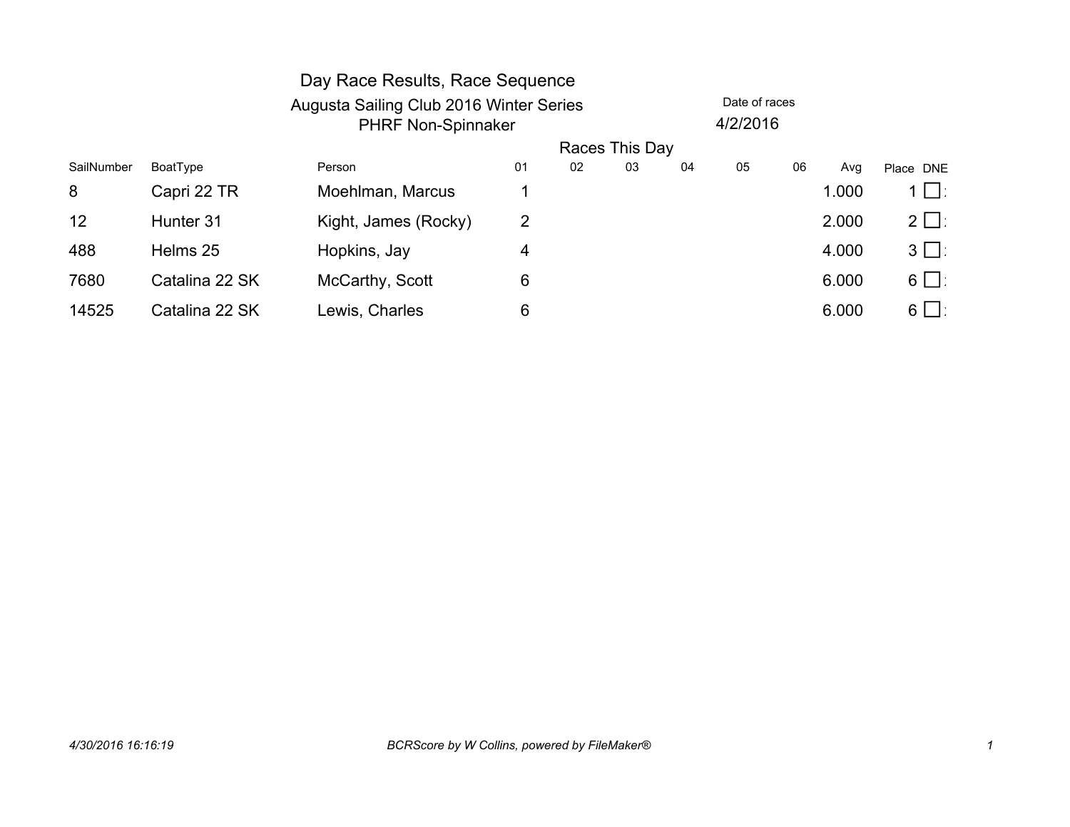# Day Race Results, Race Sequence

## Augusta Sailing Club 2016 Winter Series
### PHRF Non-Spinnaker

Date of races
4/2/2016

Races This Day

| SailNumber | BoatType | Person | 01 | 02 | 03 | 04 | 05 | 06 | Avg | Place | DNE |
|---|---|---|---|---|---|---|---|---|---|---|---|
| 8 | Capri 22 TR | Moehlman, Marcus | 1 | | | | | | 1.000 | 1 | ☐ |
| 12 | Hunter 31 | Kight, James (Rocky) | 2 | | | | | | 2.000 | 2 | ☐ |
| 488 | Helms 25 | Hopkins, Jay | 4 | | | | | | 4.000 | 3 | ☐ |
| 7680 | Catalina 22 SK | McCarthy, Scott | 6 | | | | | | 6.000 | 6 | ☐ |
| 14525 | Catalina 22 SK | Lewis, Charles | 6 | | | | | | 6.000 | 6 | ☐ |

*4/30/2016 16:16:19* *BCRScore by W Collins, powered by FileMaker®*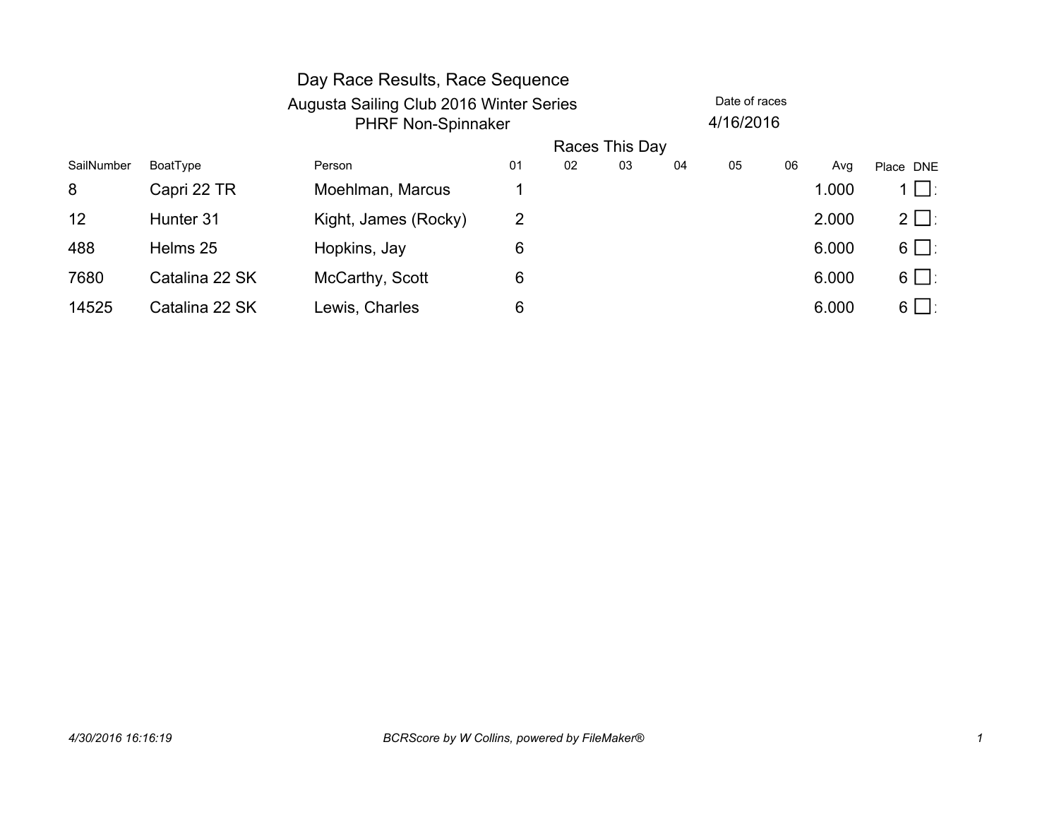# Day Race Results, Race Sequence

Augusta Sailing Club 2016 Winter Series
PHRF Non-Spinnaker

Date of races
4/16/2016

| SailNumber | BoatType | Person | Races This Day 01 | 02 | 03 | 04 | 05 | 06 | Avg | Place | DNE |
|---|---|---|---|---|---|---|---|---|---|---|---|
| 8 | Capri 22 TR | Moehlman, Marcus | 1 | | | | | | 1.000 | 1 | ☐ |
| 12 | Hunter 31 | Kight, James (Rocky) | 2 | | | | | | 2.000 | 2 | ☐ |
| 488 | Helms 25 | Hopkins, Jay | 6 | | | | | | 6.000 | 6 | ☐ |
| 7680 | Catalina 22 SK | McCarthy, Scott | 6 | | | | | | 6.000 | 6 | ☐ |
| 14525 | Catalina 22 SK | Lewis, Charles | 6 | | | | | | 6.000 | 6 | ☐ |

*4/30/2016 16:16:19* *BCRScore by W Collins, powered by FileMaker®*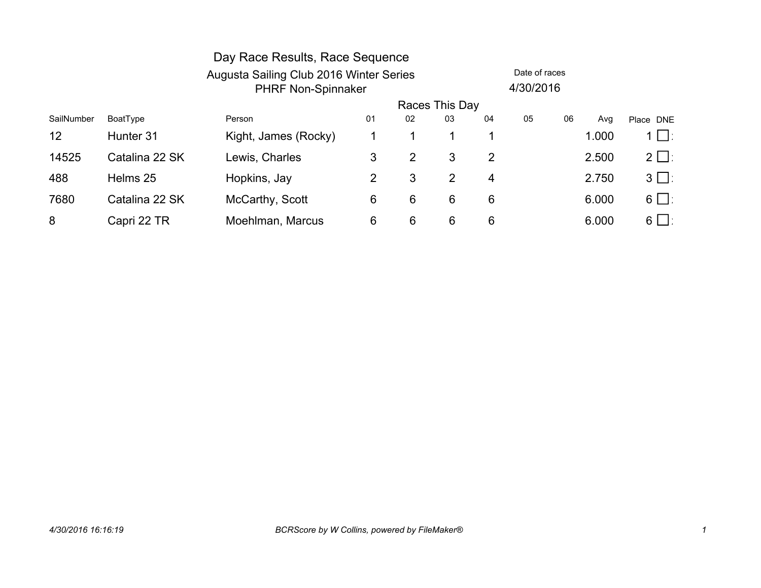# Day Race Results, Race Sequence

## Augusta Sailing Club 2016 Winter Series

### PHRF Non-Spinnaker

Date of races
4/30/2016

| | | | Races This Day | | | | | | | | |
|---|---|---|---|---|---|---|---|---|---|---|---|
| SailNumber | BoatType | Person | 01 | 02 | 03 | 04 | 05 | 06 | Avg | Place | DNE |
| 12 | Hunter 31 | Kight, James (Rocky) | 1 | 1 | 1 | 1 | | | 1.000 | 1 | ☐ |
| 14525 | Catalina 22 SK | Lewis, Charles | 3 | 2 | 3 | 2 | | | 2.500 | 2 | ☐ |
| 488 | Helms 25 | Hopkins, Jay | 2 | 3 | 2 | 4 | | | 2.750 | 3 | ☐ |
| 7680 | Catalina 22 SK | McCarthy, Scott | 6 | 6 | 6 | 6 | | | 6.000 | 6 | ☐ |
| 8 | Capri 22 TR | Moehlman, Marcus | 6 | 6 | 6 | 6 | | | 6.000 | 6 | ☐ |

*4/30/2016 16:16:19*

*BCRScore by W Collins, powered by FileMaker®*